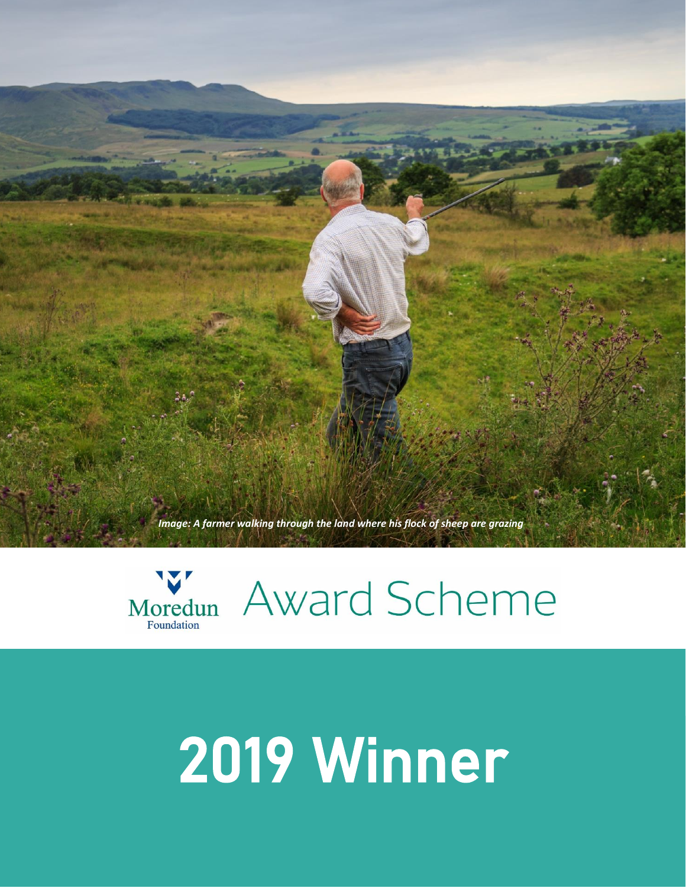*Image: A farmer walking through the land where his flock of sheep are grazing*

Moredun Foundation

# Award Scheme

# 2019 Winner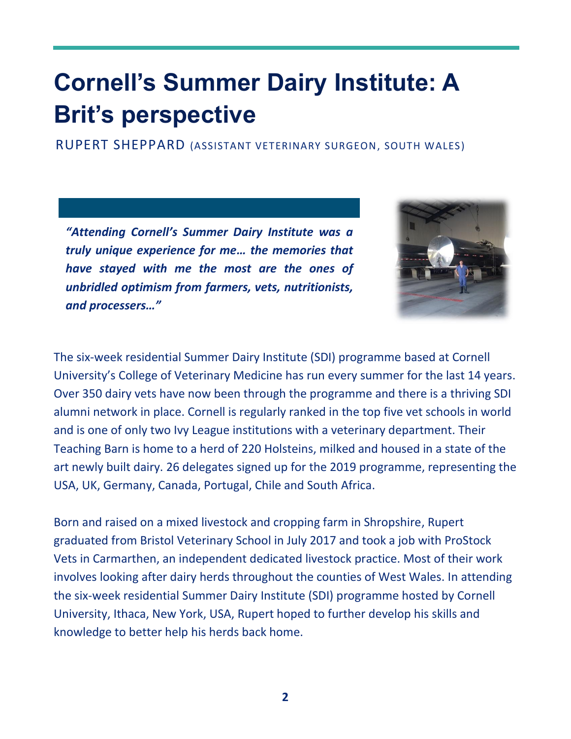# Cornell's Summer Dairy Institute: A Brit's perspective

RUPERT SHEPPARD (ASSISTANT VETERINARY SURGEON, SOUTH WALES)

***"Attending Cornell's Summer Dairy Institute was a truly unique experience for me… the memories that have stayed with me the most are the ones of unbridled optimism from farmers, vets, nutritionists, and processers…"***

The six-week residential Summer Dairy Institute (SDI) programme based at Cornell University's College of Veterinary Medicine has run every summer for the last 14 years. Over 350 dairy vets have now been through the programme and there is a thriving SDI alumni network in place. Cornell is regularly ranked in the top five vet schools in world and is one of only two Ivy League institutions with a veterinary department. Their Teaching Barn is home to a herd of 220 Holsteins, milked and housed in a state of the art newly built dairy. 26 delegates signed up for the 2019 programme, representing the USA, UK, Germany, Canada, Portugal, Chile and South Africa.

Born and raised on a mixed livestock and cropping farm in Shropshire, Rupert graduated from Bristol Veterinary School in July 2017 and took a job with ProStock Vets in Carmarthen, an independent dedicated livestock practice. Most of their work involves looking after dairy herds throughout the counties of West Wales. In attending the six-week residential Summer Dairy Institute (SDI) programme hosted by Cornell University, Ithaca, New York, USA, Rupert hoped to further develop his skills and knowledge to better help his herds back home.